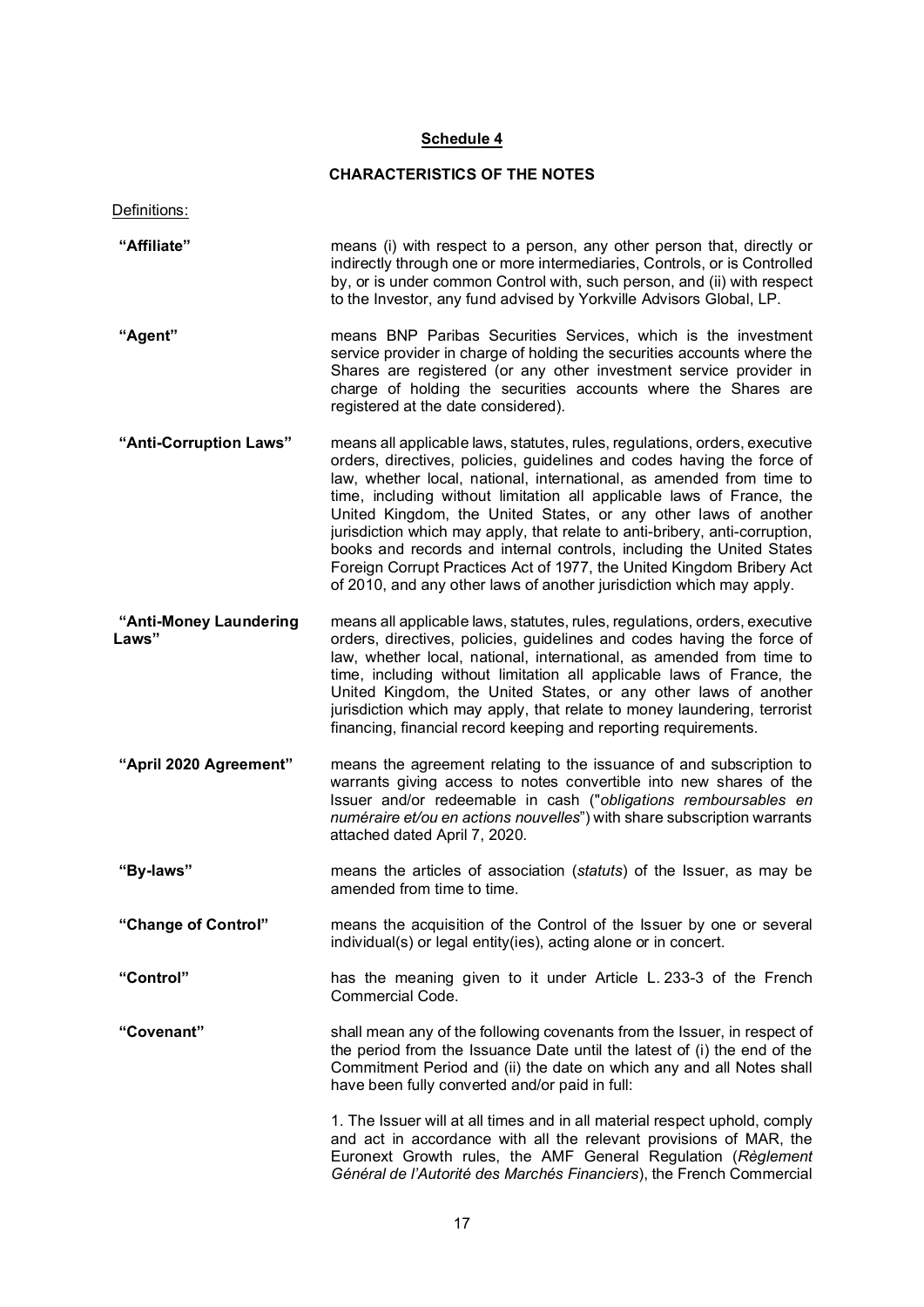## Schedule 4

## CHARACTERISTICS OF THE NOTES

Definitions:

**"Affiliate"** means (i) with respect to a person, any other person that, directly or indirectly through one or more intermediaries, Controls, or is Controlled by, or is under common Control with, such person, and (ii) with respect to the Investor, any fund advised by Yorkville Advisors Global, LP.

**"Agent"** means BNP Paribas Securities Services, which is the investment service provider in charge of holding the securities accounts where the Shares are registered (or any other investment service provider in charge of holding the securities accounts where the Shares are registered at the date considered).

**"Anti-Corruption Laws"** means all applicable laws, statutes, rules, regulations, orders, executive orders, directives, policies, guidelines and codes having the force of law, whether local, national, international, as amended from time to time, including without limitation all applicable laws of France, the United Kingdom, the United States, or any other laws of another jurisdiction which may apply, that relate to anti-bribery, anti-corruption, books and records and internal controls, including the United States Foreign Corrupt Practices Act of 1977, the United Kingdom Bribery Act of 2010, and any other laws of another jurisdiction which may apply.

**"Anti-Money Laundering Laws"** means all applicable laws, statutes, rules, regulations, orders, executive orders, directives, policies, guidelines and codes having the force of law, whether local, national, international, as amended from time to time, including without limitation all applicable laws of France, the United Kingdom, the United States, or any other laws of another jurisdiction which may apply, that relate to money laundering, terrorist financing, financial record keeping and reporting requirements.

**"April 2020 Agreement"** means the agreement relating to the issuance of and subscription to warrants giving access to notes convertible into new shares of the Issuer and/or redeemable in cash ("*obligations remboursables en numéraire et/ou en actions nouvelles*") with share subscription warrants attached dated April 7, 2020.

**"By-laws"** means the articles of association (*statuts*) of the Issuer, as may be amended from time to time.

**"Change of Control"** means the acquisition of the Control of the Issuer by one or several individual(s) or legal entity(ies), acting alone or in concert.

**"Control"** has the meaning given to it under Article L. 233-3 of the French Commercial Code.

**"Covenant"** shall mean any of the following covenants from the Issuer, in respect of the period from the Issuance Date until the latest of (i) the end of the Commitment Period and (ii) the date on which any and all Notes shall have been fully converted and/or paid in full:

1. The Issuer will at all times and in all material respect uphold, comply and act in accordance with all the relevant provisions of MAR, the Euronext Growth rules, the AMF General Regulation (*Règlement Général de l'Autorité des Marchés Financiers*), the French Commercial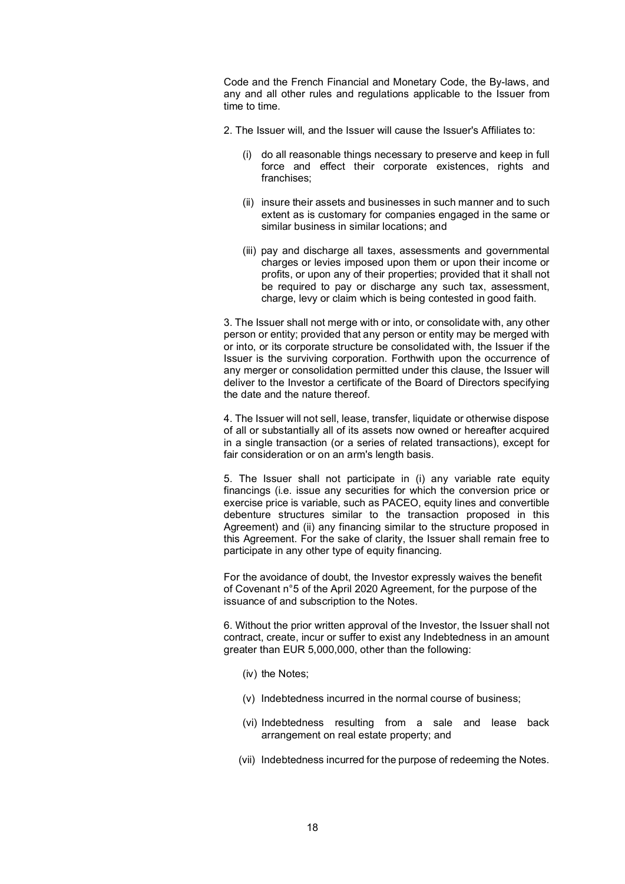Code and the French Financial and Monetary Code, the By-laws, and any and all other rules and regulations applicable to the Issuer from time to time.

2. The Issuer will, and the Issuer will cause the Issuer's Affiliates to:

(i) do all reasonable things necessary to preserve and keep in full force and effect their corporate existences, rights and franchises;

(ii) insure their assets and businesses in such manner and to such extent as is customary for companies engaged in the same or similar business in similar locations; and

(iii) pay and discharge all taxes, assessments and governmental charges or levies imposed upon them or upon their income or profits, or upon any of their properties; provided that it shall not be required to pay or discharge any such tax, assessment, charge, levy or claim which is being contested in good faith.

3. The Issuer shall not merge with or into, or consolidate with, any other person or entity; provided that any person or entity may be merged with or into, or its corporate structure be consolidated with, the Issuer if the Issuer is the surviving corporation. Forthwith upon the occurrence of any merger or consolidation permitted under this clause, the Issuer will deliver to the Investor a certificate of the Board of Directors specifying the date and the nature thereof.

4. The Issuer will not sell, lease, transfer, liquidate or otherwise dispose of all or substantially all of its assets now owned or hereafter acquired in a single transaction (or a series of related transactions), except for fair consideration or on an arm's length basis.

5. The Issuer shall not participate in (i) any variable rate equity financings (i.e. issue any securities for which the conversion price or exercise price is variable, such as PACEO, equity lines and convertible debenture structures similar to the transaction proposed in this Agreement) and (ii) any financing similar to the structure proposed in this Agreement. For the sake of clarity, the Issuer shall remain free to participate in any other type of equity financing.

For the avoidance of doubt, the Investor expressly waives the benefit of Covenant n°5 of the April 2020 Agreement, for the purpose of the issuance of and subscription to the Notes.

6. Without the prior written approval of the Investor, the Issuer shall not contract, create, incur or suffer to exist any Indebtedness in an amount greater than EUR 5,000,000, other than the following:

(iv) the Notes;

(v) Indebtedness incurred in the normal course of business;

(vi) Indebtedness resulting from a sale and lease back arrangement on real estate property; and

(vii) Indebtedness incurred for the purpose of redeeming the Notes.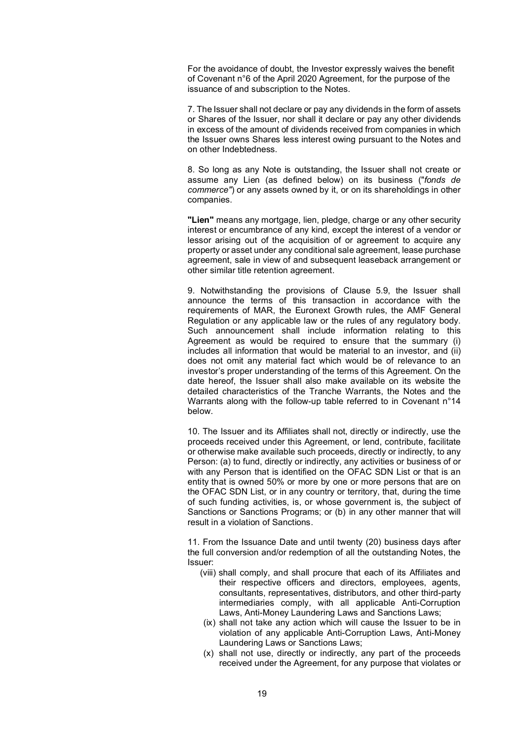For the avoidance of doubt, the Investor expressly waives the benefit of Covenant n°6 of the April 2020 Agreement, for the purpose of the issuance of and subscription to the Notes.

7. The Issuer shall not declare or pay any dividends in the form of assets or Shares of the Issuer, nor shall it declare or pay any other dividends in excess of the amount of dividends received from companies in which the Issuer owns Shares less interest owing pursuant to the Notes and on other Indebtedness.

8. So long as any Note is outstanding, the Issuer shall not create or assume any Lien (as defined below) on its business ("*fonds de commerce"*) or any assets owned by it, or on its shareholdings in other companies.

**"Lien"** means any mortgage, lien, pledge, charge or any other security interest or encumbrance of any kind, except the interest of a vendor or lessor arising out of the acquisition of or agreement to acquire any property or asset under any conditional sale agreement, lease purchase agreement, sale in view of and subsequent leaseback arrangement or other similar title retention agreement.

9. Notwithstanding the provisions of Clause 5.9, the Issuer shall announce the terms of this transaction in accordance with the requirements of MAR, the Euronext Growth rules, the AMF General Regulation or any applicable law or the rules of any regulatory body. Such announcement shall include information relating to this Agreement as would be required to ensure that the summary (i) includes all information that would be material to an investor, and (ii) does not omit any material fact which would be of relevance to an investor's proper understanding of the terms of this Agreement. On the date hereof, the Issuer shall also make available on its website the detailed characteristics of the Tranche Warrants, the Notes and the Warrants along with the follow-up table referred to in Covenant n°14 below.

10. The Issuer and its Affiliates shall not, directly or indirectly, use the proceeds received under this Agreement, or lend, contribute, facilitate or otherwise make available such proceeds, directly or indirectly, to any Person: (a) to fund, directly or indirectly, any activities or business of or with any Person that is identified on the OFAC SDN List or that is an entity that is owned 50% or more by one or more persons that are on the OFAC SDN List, or in any country or territory, that, during the time of such funding activities, is, or whose government is, the subject of Sanctions or Sanctions Programs; or (b) in any other manner that will result in a violation of Sanctions.

11. From the Issuance Date and until twenty (20) business days after the full conversion and/or redemption of all the outstanding Notes, the Issuer:

- (viii) shall comply, and shall procure that each of its Affiliates and their respective officers and directors, employees, agents, consultants, representatives, distributors, and other third-party intermediaries comply, with all applicable Anti-Corruption Laws, Anti-Money Laundering Laws and Sanctions Laws;
- (ix) shall not take any action which will cause the Issuer to be in violation of any applicable Anti-Corruption Laws, Anti-Money Laundering Laws or Sanctions Laws;
- (x) shall not use, directly or indirectly, any part of the proceeds received under the Agreement, for any purpose that violates or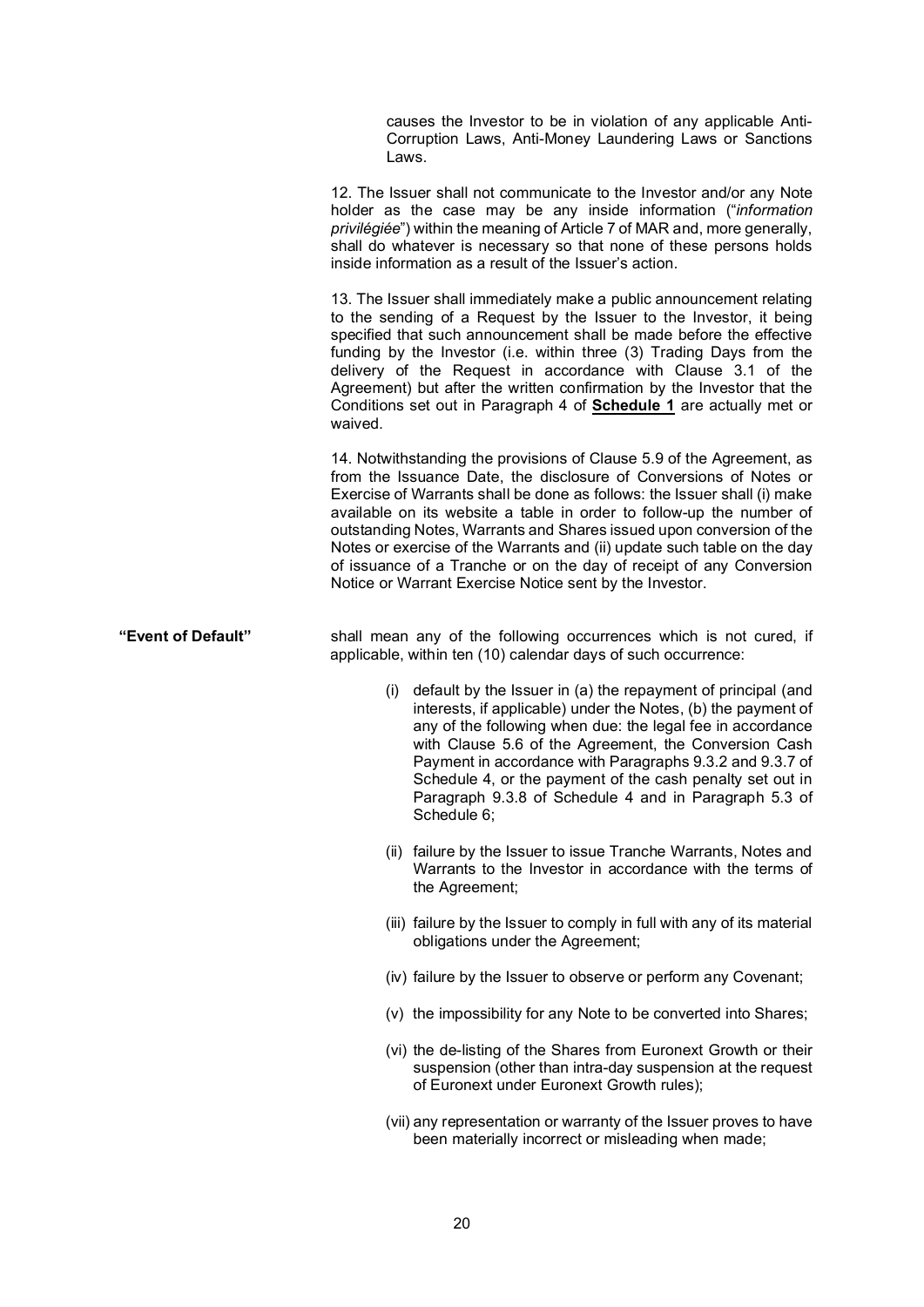causes the Investor to be in violation of any applicable Anti-Corruption Laws, Anti-Money Laundering Laws or Sanctions Laws.

12. The Issuer shall not communicate to the Investor and/or any Note holder as the case may be any inside information ("*information privilégiée*") within the meaning of Article 7 of MAR and, more generally, shall do whatever is necessary so that none of these persons holds inside information as a result of the Issuer's action.

13. The Issuer shall immediately make a public announcement relating to the sending of a Request by the Issuer to the Investor, it being specified that such announcement shall be made before the effective funding by the Investor (i.e. within three (3) Trading Days from the delivery of the Request in accordance with Clause 3.1 of the Agreement) but after the written confirmation by the Investor that the Conditions set out in Paragraph 4 of **Schedule 1** are actually met or waived.

14. Notwithstanding the provisions of Clause 5.9 of the Agreement, as from the Issuance Date, the disclosure of Conversions of Notes or Exercise of Warrants shall be done as follows: the Issuer shall (i) make available on its website a table in order to follow-up the number of outstanding Notes, Warrants and Shares issued upon conversion of the Notes or exercise of the Warrants and (ii) update such table on the day of issuance of a Tranche or on the day of receipt of any Conversion Notice or Warrant Exercise Notice sent by the Investor.

**"Event of Default"** shall mean any of the following occurrences which is not cured, if applicable, within ten (10) calendar days of such occurrence:

(i) default by the Issuer in (a) the repayment of principal (and interests, if applicable) under the Notes, (b) the payment of any of the following when due: the legal fee in accordance with Clause 5.6 of the Agreement, the Conversion Cash Payment in accordance with Paragraphs 9.3.2 and 9.3.7 of Schedule 4, or the payment of the cash penalty set out in Paragraph 9.3.8 of Schedule 4 and in Paragraph 5.3 of Schedule 6;

(ii) failure by the Issuer to issue Tranche Warrants, Notes and Warrants to the Investor in accordance with the terms of the Agreement;

(iii) failure by the Issuer to comply in full with any of its material obligations under the Agreement;

(iv) failure by the Issuer to observe or perform any Covenant;

(v) the impossibility for any Note to be converted into Shares;

(vi) the de-listing of the Shares from Euronext Growth or their suspension (other than intra-day suspension at the request of Euronext under Euronext Growth rules);

(vii) any representation or warranty of the Issuer proves to have been materially incorrect or misleading when made;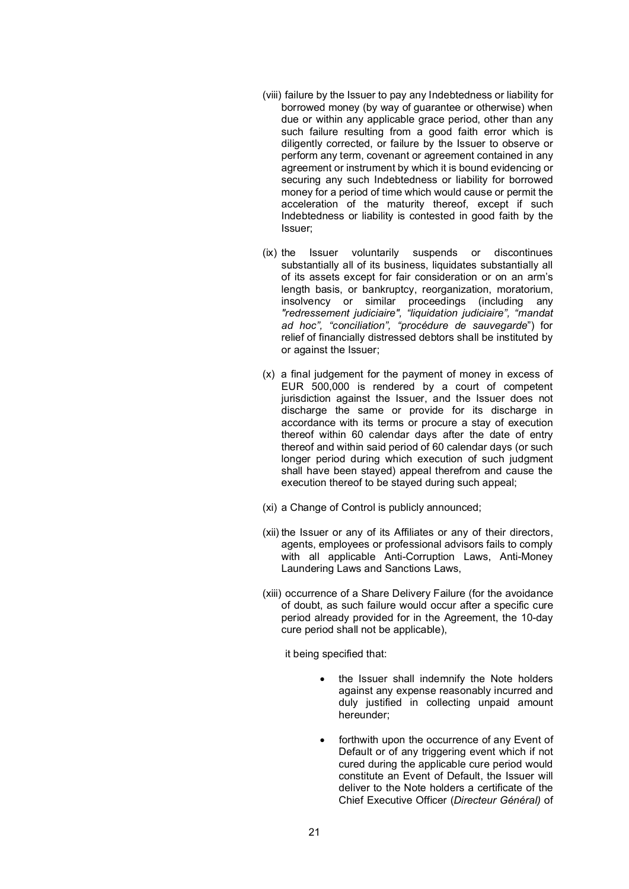(viii) failure by the Issuer to pay any Indebtedness or liability for borrowed money (by way of guarantee or otherwise) when due or within any applicable grace period, other than any such failure resulting from a good faith error which is diligently corrected, or failure by the Issuer to observe or perform any term, covenant or agreement contained in any agreement or instrument by which it is bound evidencing or securing any such Indebtedness or liability for borrowed money for a period of time which would cause or permit the acceleration of the maturity thereof, except if such Indebtedness or liability is contested in good faith by the Issuer;

(ix) the Issuer voluntarily suspends or discontinues substantially all of its business, liquidates substantially all of its assets except for fair consideration or on an arm's length basis, or bankruptcy, reorganization, moratorium, insolvency or similar proceedings (including any *"redressement judiciaire", "liquidation judiciaire", "mandat ad hoc", "conciliation", "procédure de sauvegarde"*) for relief of financially distressed debtors shall be instituted by or against the Issuer;

(x) a final judgement for the payment of money in excess of EUR 500,000 is rendered by a court of competent jurisdiction against the Issuer, and the Issuer does not discharge the same or provide for its discharge in accordance with its terms or procure a stay of execution thereof within 60 calendar days after the date of entry thereof and within said period of 60 calendar days (or such longer period during which execution of such judgment shall have been stayed) appeal therefrom and cause the execution thereof to be stayed during such appeal;

(xi) a Change of Control is publicly announced;

(xii) the Issuer or any of its Affiliates or any of their directors, agents, employees or professional advisors fails to comply with all applicable Anti-Corruption Laws, Anti-Money Laundering Laws and Sanctions Laws,

(xiii) occurrence of a Share Delivery Failure (for the avoidance of doubt, as such failure would occur after a specific cure period already provided for in the Agreement, the 10-day cure period shall not be applicable),

it being specified that:

- the Issuer shall indemnify the Note holders against any expense reasonably incurred and duly justified in collecting unpaid amount hereunder;

- forthwith upon the occurrence of any Event of Default or of any triggering event which if not cured during the applicable cure period would constitute an Event of Default, the Issuer will deliver to the Note holders a certificate of the Chief Executive Officer (*Directeur Général)* of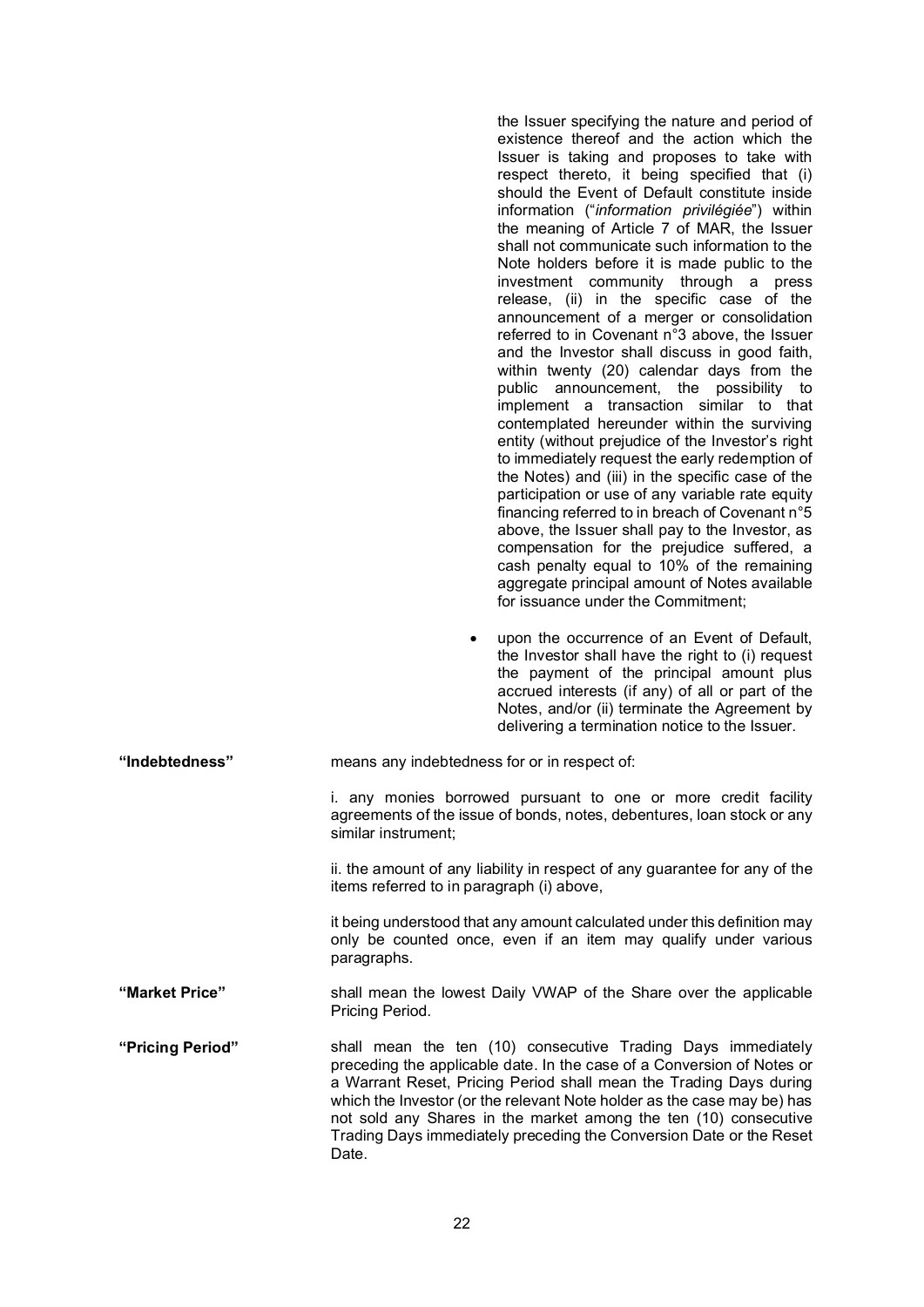the Issuer specifying the nature and period of existence thereof and the action which the Issuer is taking and proposes to take with respect thereto, it being specified that (i) should the Event of Default constitute inside information ("*information privilégiée*") within the meaning of Article 7 of MAR, the Issuer shall not communicate such information to the Note holders before it is made public to the investment community through a press release, (ii) in the specific case of the announcement of a merger or consolidation referred to in Covenant n°3 above, the Issuer and the Investor shall discuss in good faith, within twenty (20) calendar days from the public announcement, the possibility to implement a transaction similar to that contemplated hereunder within the surviving entity (without prejudice of the Investor's right to immediately request the early redemption of the Notes) and (iii) in the specific case of the participation or use of any variable rate equity financing referred to in breach of Covenant n°5 above, the Issuer shall pay to the Investor, as compensation for the prejudice suffered, a cash penalty equal to 10% of the remaining aggregate principal amount of Notes available for issuance under the Commitment;

- upon the occurrence of an Event of Default, the Investor shall have the right to (i) request the payment of the principal amount plus accrued interests (if any) of all or part of the Notes, and/or (ii) terminate the Agreement by delivering a termination notice to the Issuer.

**"Indebtedness"** means any indebtedness for or in respect of:

i. any monies borrowed pursuant to one or more credit facility agreements of the issue of bonds, notes, debentures, loan stock or any similar instrument;

ii. the amount of any liability in respect of any guarantee for any of the items referred to in paragraph (i) above,

it being understood that any amount calculated under this definition may only be counted once, even if an item may qualify under various paragraphs.

**"Market Price"** shall mean the lowest Daily VWAP of the Share over the applicable Pricing Period.

**"Pricing Period"** shall mean the ten (10) consecutive Trading Days immediately preceding the applicable date. In the case of a Conversion of Notes or a Warrant Reset, Pricing Period shall mean the Trading Days during which the Investor (or the relevant Note holder as the case may be) has not sold any Shares in the market among the ten (10) consecutive Trading Days immediately preceding the Conversion Date or the Reset Date.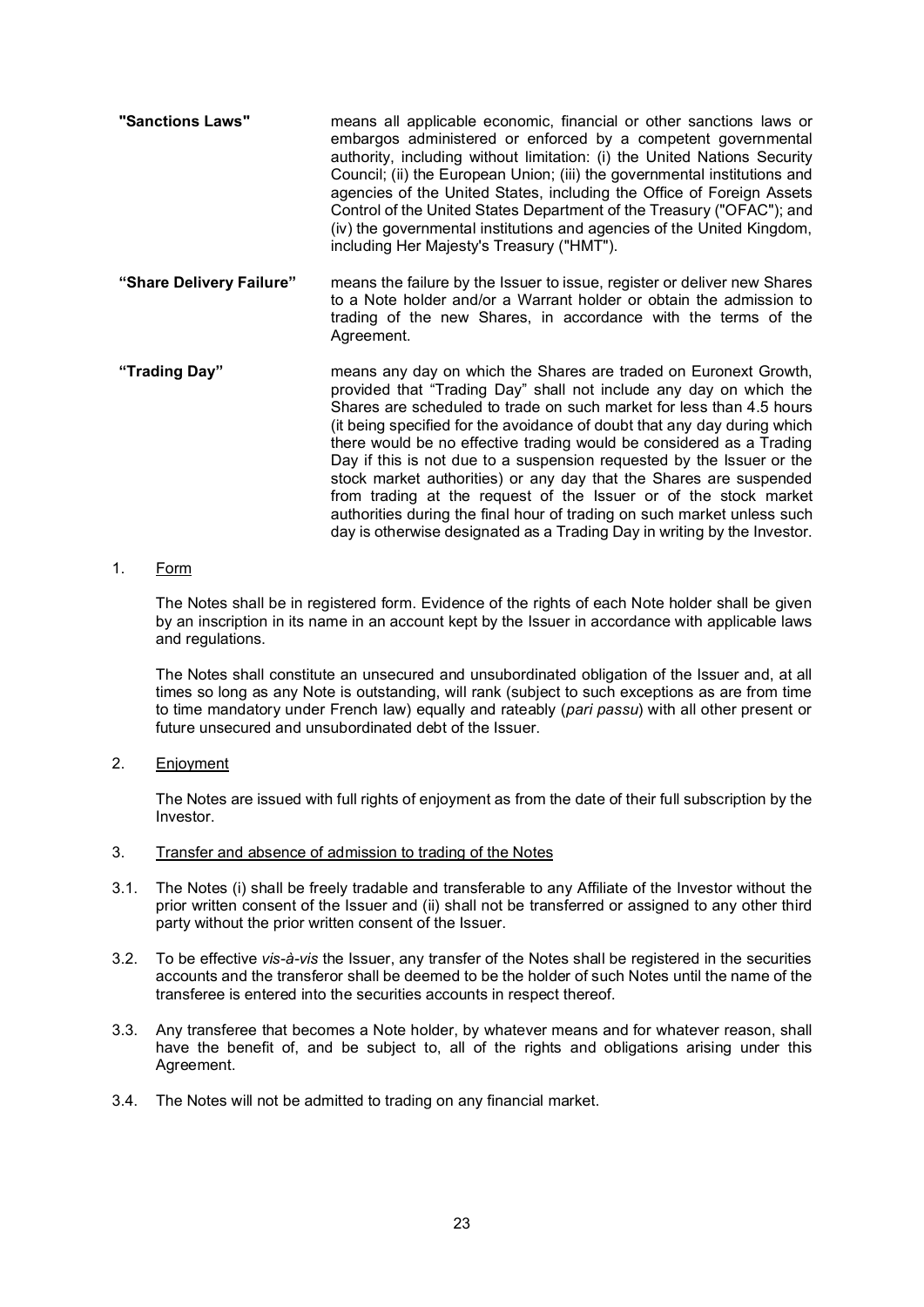| | |
|---|---|
| **"Sanctions Laws"** | means all applicable economic, financial or other sanctions laws or embargos administered or enforced by a competent governmental authority, including without limitation: (i) the United Nations Security Council; (ii) the European Union; (iii) the governmental institutions and agencies of the United States, including the Office of Foreign Assets Control of the United States Department of the Treasury ("OFAC"); and (iv) the governmental institutions and agencies of the United Kingdom, including Her Majesty's Treasury ("HMT"). |
| **"Share Delivery Failure"** | means the failure by the Issuer to issue, register or deliver new Shares to a Note holder and/or a Warrant holder or obtain the admission to trading of the new Shares, in accordance with the terms of the Agreement. |
| **"Trading Day"** | means any day on which the Shares are traded on Euronext Growth, provided that "Trading Day" shall not include any day on which the Shares are scheduled to trade on such market for less than 4.5 hours (it being specified for the avoidance of doubt that any day during which there would be no effective trading would be considered as a Trading Day if this is not due to a suspension requested by the Issuer or the stock market authorities) or any day that the Shares are suspended from trading at the request of the Issuer or of the stock market authorities during the final hour of trading on such market unless such day is otherwise designated as a Trading Day in writing by the Investor. |

1. Form

The Notes shall be in registered form. Evidence of the rights of each Note holder shall be given by an inscription in its name in an account kept by the Issuer in accordance with applicable laws and regulations.

The Notes shall constitute an unsecured and unsubordinated obligation of the Issuer and, at all times so long as any Note is outstanding, will rank (subject to such exceptions as are from time to time mandatory under French law) equally and rateably (*pari passu*) with all other present or future unsecured and unsubordinated debt of the Issuer.

2. Enjoyment

The Notes are issued with full rights of enjoyment as from the date of their full subscription by the Investor.

3. Transfer and absence of admission to trading of the Notes

3.1. The Notes (i) shall be freely tradable and transferable to any Affiliate of the Investor without the prior written consent of the Issuer and (ii) shall not be transferred or assigned to any other third party without the prior written consent of the Issuer.

3.2. To be effective *vis-à-vis* the Issuer, any transfer of the Notes shall be registered in the securities accounts and the transferor shall be deemed to be the holder of such Notes until the name of the transferee is entered into the securities accounts in respect thereof.

3.3. Any transferee that becomes a Note holder, by whatever means and for whatever reason, shall have the benefit of, and be subject to, all of the rights and obligations arising under this Agreement.

3.4. The Notes will not be admitted to trading on any financial market.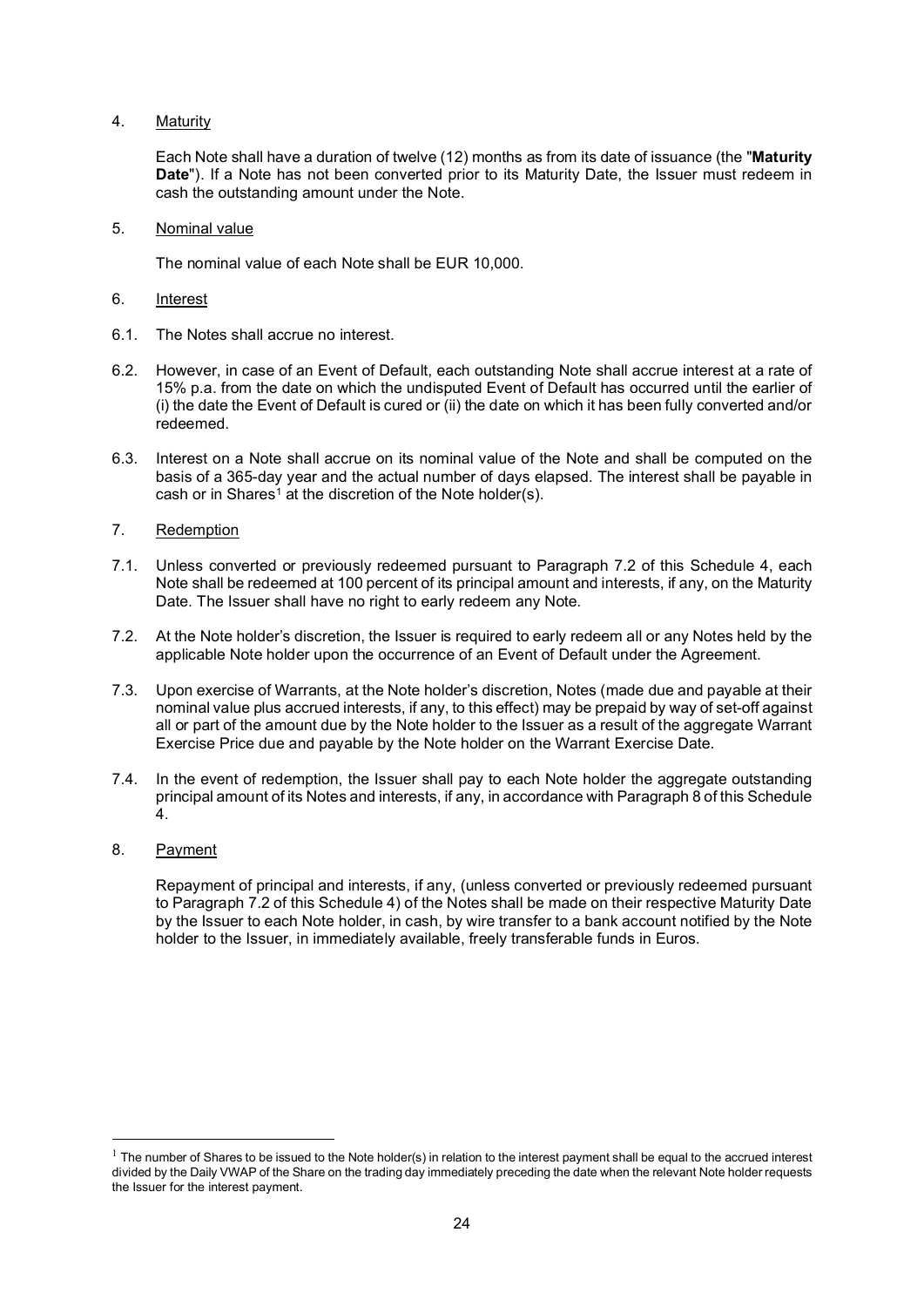4. Maturity

Each Note shall have a duration of twelve (12) months as from its date of issuance (the "**Maturity Date**"). If a Note has not been converted prior to its Maturity Date, the Issuer must redeem in cash the outstanding amount under the Note.

5. Nominal value

The nominal value of each Note shall be EUR 10,000.

6. Interest

6.1. The Notes shall accrue no interest.

6.2. However, in case of an Event of Default, each outstanding Note shall accrue interest at a rate of 15% p.a. from the date on which the undisputed Event of Default has occurred until the earlier of (i) the date the Event of Default is cured or (ii) the date on which it has been fully converted and/or redeemed.

6.3. Interest on a Note shall accrue on its nominal value of the Note and shall be computed on the basis of a 365-day year and the actual number of days elapsed. The interest shall be payable in cash or in Shares[1] at the discretion of the Note holder(s).

7. Redemption

7.1. Unless converted or previously redeemed pursuant to Paragraph 7.2 of this Schedule 4, each Note shall be redeemed at 100 percent of its principal amount and interests, if any, on the Maturity Date. The Issuer shall have no right to early redeem any Note.

7.2. At the Note holder's discretion, the Issuer is required to early redeem all or any Notes held by the applicable Note holder upon the occurrence of an Event of Default under the Agreement.

7.3. Upon exercise of Warrants, at the Note holder's discretion, Notes (made due and payable at their nominal value plus accrued interests, if any, to this effect) may be prepaid by way of set-off against all or part of the amount due by the Note holder to the Issuer as a result of the aggregate Warrant Exercise Price due and payable by the Note holder on the Warrant Exercise Date.

7.4. In the event of redemption, the Issuer shall pay to each Note holder the aggregate outstanding principal amount of its Notes and interests, if any, in accordance with Paragraph 8 of this Schedule 4.

8. Payment

Repayment of principal and interests, if any, (unless converted or previously redeemed pursuant to Paragraph 7.2 of this Schedule 4) of the Notes shall be made on their respective Maturity Date by the Issuer to each Note holder, in cash, by wire transfer to a bank account notified by the Note holder to the Issuer, in immediately available, freely transferable funds in Euros.

[1] The number of Shares to be issued to the Note holder(s) in relation to the interest payment shall be equal to the accrued interest divided by the Daily VWAP of the Share on the trading day immediately preceding the date when the relevant Note holder requests the Issuer for the interest payment.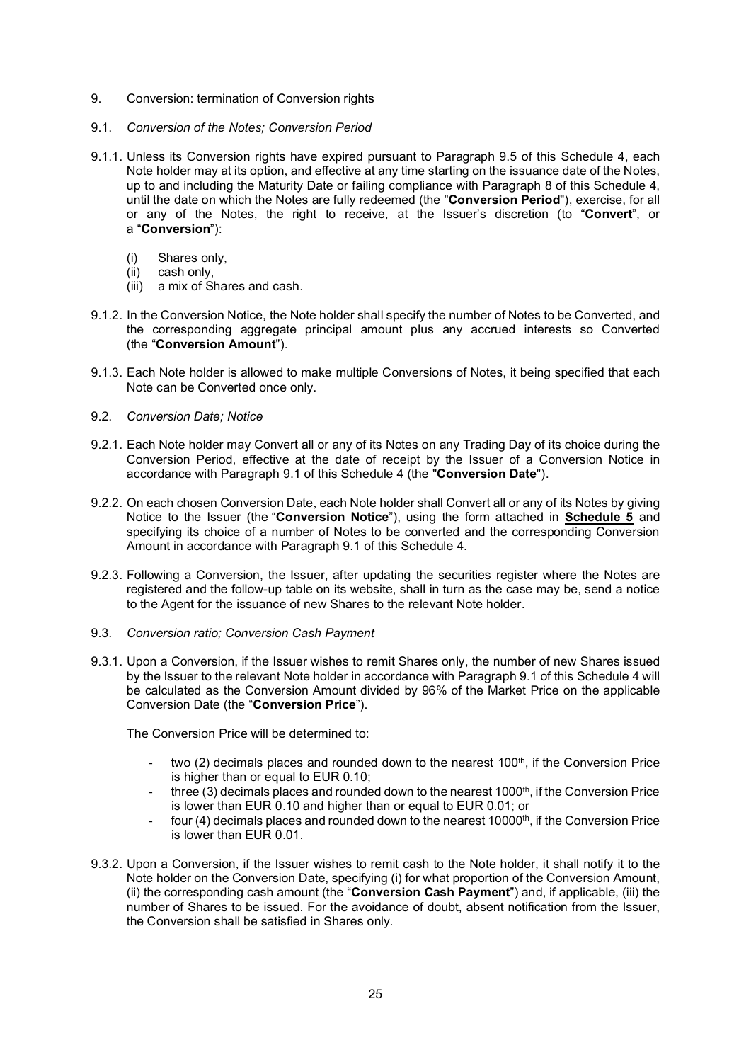9. <u>Conversion: termination of Conversion rights</u>

9.1. *Conversion of the Notes; Conversion Period*

9.1.1. Unless its Conversion rights have expired pursuant to Paragraph 9.5 of this Schedule 4, each Note holder may at its option, and effective at any time starting on the issuance date of the Notes, up to and including the Maturity Date or failing compliance with Paragraph 8 of this Schedule 4, until the date on which the Notes are fully redeemed (the "**Conversion Period**"), exercise, for all or any of the Notes, the right to receive, at the Issuer's discretion (to "**Convert**", or a "**Conversion**"):

(i) Shares only,
(ii) cash only,
(iii) a mix of Shares and cash.

9.1.2. In the Conversion Notice, the Note holder shall specify the number of Notes to be Converted, and the corresponding aggregate principal amount plus any accrued interests so Converted (the "**Conversion Amount**").

9.1.3. Each Note holder is allowed to make multiple Conversions of Notes, it being specified that each Note can be Converted once only.

9.2. *Conversion Date; Notice*

9.2.1. Each Note holder may Convert all or any of its Notes on any Trading Day of its choice during the Conversion Period, effective at the date of receipt by the Issuer of a Conversion Notice in accordance with Paragraph 9.1 of this Schedule 4 (the "**Conversion Date**").

9.2.2. On each chosen Conversion Date, each Note holder shall Convert all or any of its Notes by giving Notice to the Issuer (the "**Conversion Notice**"), using the form attached in <u>**Schedule 5**</u> and specifying its choice of a number of Notes to be converted and the corresponding Conversion Amount in accordance with Paragraph 9.1 of this Schedule 4.

9.2.3. Following a Conversion, the Issuer, after updating the securities register where the Notes are registered and the follow-up table on its website, shall in turn as the case may be, send a notice to the Agent for the issuance of new Shares to the relevant Note holder.

9.3. *Conversion ratio; Conversion Cash Payment*

9.3.1. Upon a Conversion, if the Issuer wishes to remit Shares only, the number of new Shares issued by the Issuer to the relevant Note holder in accordance with Paragraph 9.1 of this Schedule 4 will be calculated as the Conversion Amount divided by 96% of the Market Price on the applicable Conversion Date (the "**Conversion Price**").

The Conversion Price will be determined to:

- two (2) decimals places and rounded down to the nearest 100th, if the Conversion Price is higher than or equal to EUR 0.10;
- three (3) decimals places and rounded down to the nearest 1000th, if the Conversion Price is lower than EUR 0.10 and higher than or equal to EUR 0.01; or
- four (4) decimals places and rounded down to the nearest 10000th, if the Conversion Price is lower than EUR 0.01.

9.3.2. Upon a Conversion, if the Issuer wishes to remit cash to the Note holder, it shall notify it to the Note holder on the Conversion Date, specifying (i) for what proportion of the Conversion Amount, (ii) the corresponding cash amount (the "**Conversion Cash Payment**") and, if applicable, (iii) the number of Shares to be issued. For the avoidance of doubt, absent notification from the Issuer, the Conversion shall be satisfied in Shares only.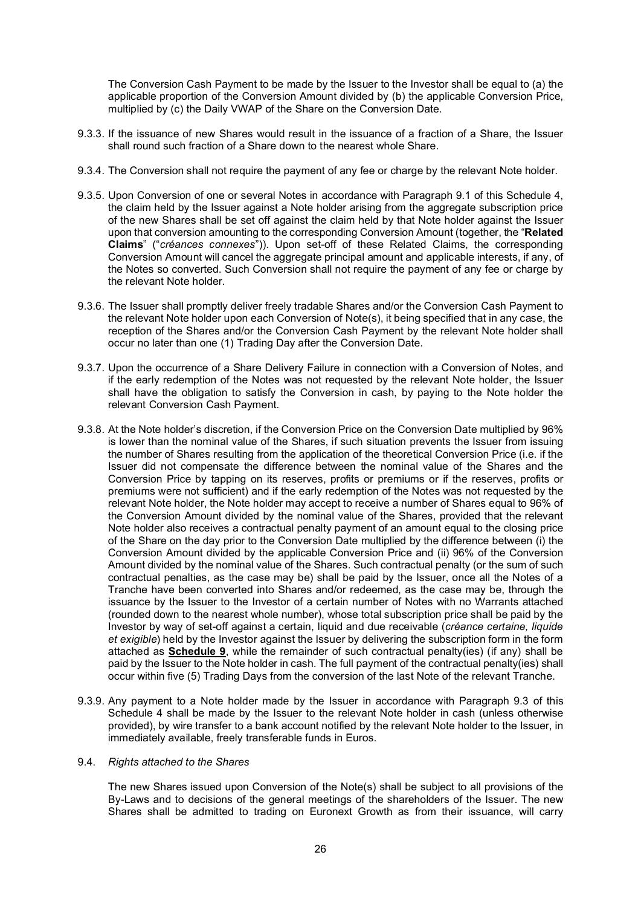The Conversion Cash Payment to be made by the Issuer to the Investor shall be equal to (a) the applicable proportion of the Conversion Amount divided by (b) the applicable Conversion Price, multiplied by (c) the Daily VWAP of the Share on the Conversion Date.

9.3.3. If the issuance of new Shares would result in the issuance of a fraction of a Share, the Issuer shall round such fraction of a Share down to the nearest whole Share.

9.3.4. The Conversion shall not require the payment of any fee or charge by the relevant Note holder.

9.3.5. Upon Conversion of one or several Notes in accordance with Paragraph 9.1 of this Schedule 4, the claim held by the Issuer against a Note holder arising from the aggregate subscription price of the new Shares shall be set off against the claim held by that Note holder against the Issuer upon that conversion amounting to the corresponding Conversion Amount (together, the "**Related Claims**" ("*créances connexes*")). Upon set-off of these Related Claims, the corresponding Conversion Amount will cancel the aggregate principal amount and applicable interests, if any, of the Notes so converted. Such Conversion shall not require the payment of any fee or charge by the relevant Note holder.

9.3.6. The Issuer shall promptly deliver freely tradable Shares and/or the Conversion Cash Payment to the relevant Note holder upon each Conversion of Note(s), it being specified that in any case, the reception of the Shares and/or the Conversion Cash Payment by the relevant Note holder shall occur no later than one (1) Trading Day after the Conversion Date.

9.3.7. Upon the occurrence of a Share Delivery Failure in connection with a Conversion of Notes, and if the early redemption of the Notes was not requested by the relevant Note holder, the Issuer shall have the obligation to satisfy the Conversion in cash, by paying to the Note holder the relevant Conversion Cash Payment.

9.3.8. At the Note holder's discretion, if the Conversion Price on the Conversion Date multiplied by 96% is lower than the nominal value of the Shares, if such situation prevents the Issuer from issuing the number of Shares resulting from the application of the theoretical Conversion Price (i.e. if the Issuer did not compensate the difference between the nominal value of the Shares and the Conversion Price by tapping on its reserves, profits or premiums or if the reserves, profits or premiums were not sufficient) and if the early redemption of the Notes was not requested by the relevant Note holder, the Note holder may accept to receive a number of Shares equal to 96% of the Conversion Amount divided by the nominal value of the Shares, provided that the relevant Note holder also receives a contractual penalty payment of an amount equal to the closing price of the Share on the day prior to the Conversion Date multiplied by the difference between (i) the Conversion Amount divided by the applicable Conversion Price and (ii) 96% of the Conversion Amount divided by the nominal value of the Shares. Such contractual penalty (or the sum of such contractual penalties, as the case may be) shall be paid by the Issuer, once all the Notes of a Tranche have been converted into Shares and/or redeemed, as the case may be, through the issuance by the Issuer to the Investor of a certain number of Notes with no Warrants attached (rounded down to the nearest whole number), whose total subscription price shall be paid by the Investor by way of set-off against a certain, liquid and due receivable (*créance certaine, liquide et exigible*) held by the Investor against the Issuer by delivering the subscription form in the form attached as **Schedule 9**, while the remainder of such contractual penalty(ies) (if any) shall be paid by the Issuer to the Note holder in cash. The full payment of the contractual penalty(ies) shall occur within five (5) Trading Days from the conversion of the last Note of the relevant Tranche.

9.3.9. Any payment to a Note holder made by the Issuer in accordance with Paragraph 9.3 of this Schedule 4 shall be made by the Issuer to the relevant Note holder in cash (unless otherwise provided), by wire transfer to a bank account notified by the relevant Note holder to the Issuer, in immediately available, freely transferable funds in Euros.

9.4. *Rights attached to the Shares*

The new Shares issued upon Conversion of the Note(s) shall be subject to all provisions of the By-Laws and to decisions of the general meetings of the shareholders of the Issuer. The new Shares shall be admitted to trading on Euronext Growth as from their issuance, will carry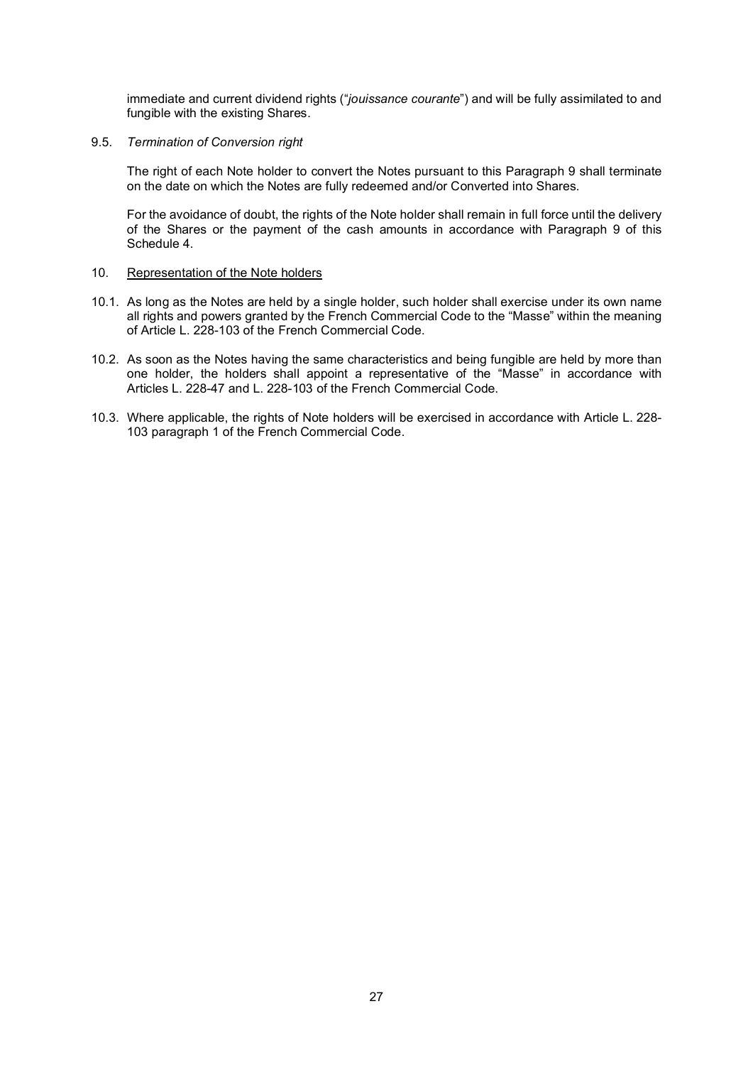immediate and current dividend rights ("*jouissance courante*") and will be fully assimilated to and fungible with the existing Shares.

9.5. *Termination of Conversion right*

The right of each Note holder to convert the Notes pursuant to this Paragraph 9 shall terminate on the date on which the Notes are fully redeemed and/or Converted into Shares.

For the avoidance of doubt, the rights of the Note holder shall remain in full force until the delivery of the Shares or the payment of the cash amounts in accordance with Paragraph 9 of this Schedule 4.

10. Representation of the Note holders

10.1. As long as the Notes are held by a single holder, such holder shall exercise under its own name all rights and powers granted by the French Commercial Code to the "Masse" within the meaning of Article L. 228-103 of the French Commercial Code.

10.2. As soon as the Notes having the same characteristics and being fungible are held by more than one holder, the holders shall appoint a representative of the "Masse" in accordance with Articles L. 228-47 and L. 228-103 of the French Commercial Code.

10.3. Where applicable, the rights of Note holders will be exercised in accordance with Article L. 228-103 paragraph 1 of the French Commercial Code.